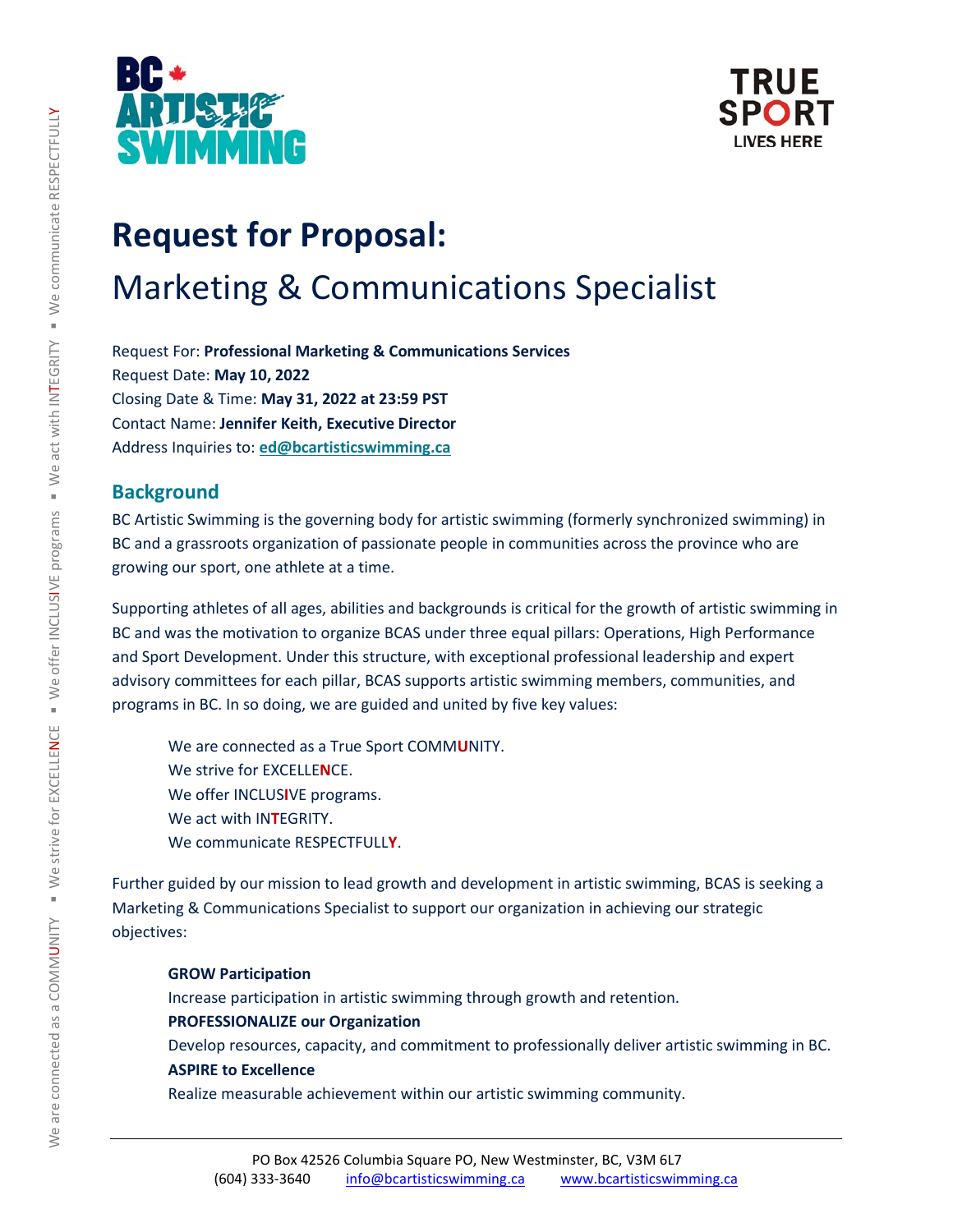# Request for Proposal:

## Marketing & Communications Specialist

Request For: **Professional Marketing & Communications Services**
Request Date: **May 10, 2022**
Closing Date & Time: **May 31, 2022 at 23:59 PST**
Contact Name: **Jennifer Keith, Executive Director**
Address Inquiries to: **ed@bcartisticswimming.ca**

## Background

BC Artistic Swimming is the governing body for artistic swimming (formerly synchronized swimming) in BC and a grassroots organization of passionate people in communities across the province who are growing our sport, one athlete at a time.

Supporting athletes of all ages, abilities and backgrounds is critical for the growth of artistic swimming in BC and was the motivation to organize BCAS under three equal pillars: Operations, High Performance and Sport Development. Under this structure, with exceptional professional leadership and expert advisory committees for each pillar, BCAS supports artistic swimming members, communities, and programs in BC. In so doing, we are guided and united by five key values:

We are connected as a True Sport COMM**U**NITY.
We strive for EXCELLE**N**CE.
We offer INCLUS**I**VE programs.
We act with IN**T**EGRITY.
We communicate RESPECTFULL**Y**.

Further guided by our mission to lead growth and development in artistic swimming, BCAS is seeking a Marketing & Communications Specialist to support our organization in achieving our strategic objectives:

**GROW Participation**
Increase participation in artistic swimming through growth and retention.
**PROFESSIONALIZE our Organization**
Develop resources, capacity, and commitment to professionally deliver artistic swimming in BC.
**ASPIRE to Excellence**
Realize measurable achievement within our artistic swimming community.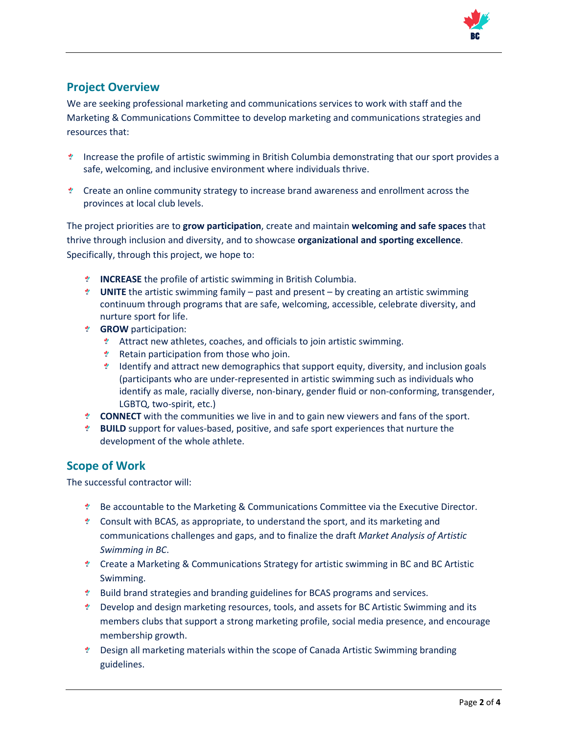## Project Overview

We are seeking professional marketing and communications services to work with staff and the Marketing & Communications Committee to develop marketing and communications strategies and resources that:

- Increase the profile of artistic swimming in British Columbia demonstrating that our sport provides a safe, welcoming, and inclusive environment where individuals thrive.
- Create an online community strategy to increase brand awareness and enrollment across the provinces at local club levels.

The project priorities are to **grow participation**, create and maintain **welcoming and safe spaces** that thrive through inclusion and diversity, and to showcase **organizational and sporting excellence**. Specifically, through this project, we hope to:

- **INCREASE** the profile of artistic swimming in British Columbia.
- **UNITE** the artistic swimming family – past and present – by creating an artistic swimming continuum through programs that are safe, welcoming, accessible, celebrate diversity, and nurture sport for life.
- **GROW** participation:
  - Attract new athletes, coaches, and officials to join artistic swimming.
  - Retain participation from those who join.
  - Identify and attract new demographics that support equity, diversity, and inclusion goals (participants who are under-represented in artistic swimming such as individuals who identify as male, racially diverse, non-binary, gender fluid or non-conforming, transgender, LGBTQ, two-spirit, etc.)
- **CONNECT** with the communities we live in and to gain new viewers and fans of the sport.
- **BUILD** support for values-based, positive, and safe sport experiences that nurture the development of the whole athlete.

## Scope of Work

The successful contractor will:

- Be accountable to the Marketing & Communications Committee via the Executive Director.
- Consult with BCAS, as appropriate, to understand the sport, and its marketing and communications challenges and gaps, and to finalize the draft *Market Analysis of Artistic Swimming in BC*.
- Create a Marketing & Communications Strategy for artistic swimming in BC and BC Artistic Swimming.
- Build brand strategies and branding guidelines for BCAS programs and services.
- Develop and design marketing resources, tools, and assets for BC Artistic Swimming and its members clubs that support a strong marketing profile, social media presence, and encourage membership growth.
- Design all marketing materials within the scope of Canada Artistic Swimming branding guidelines.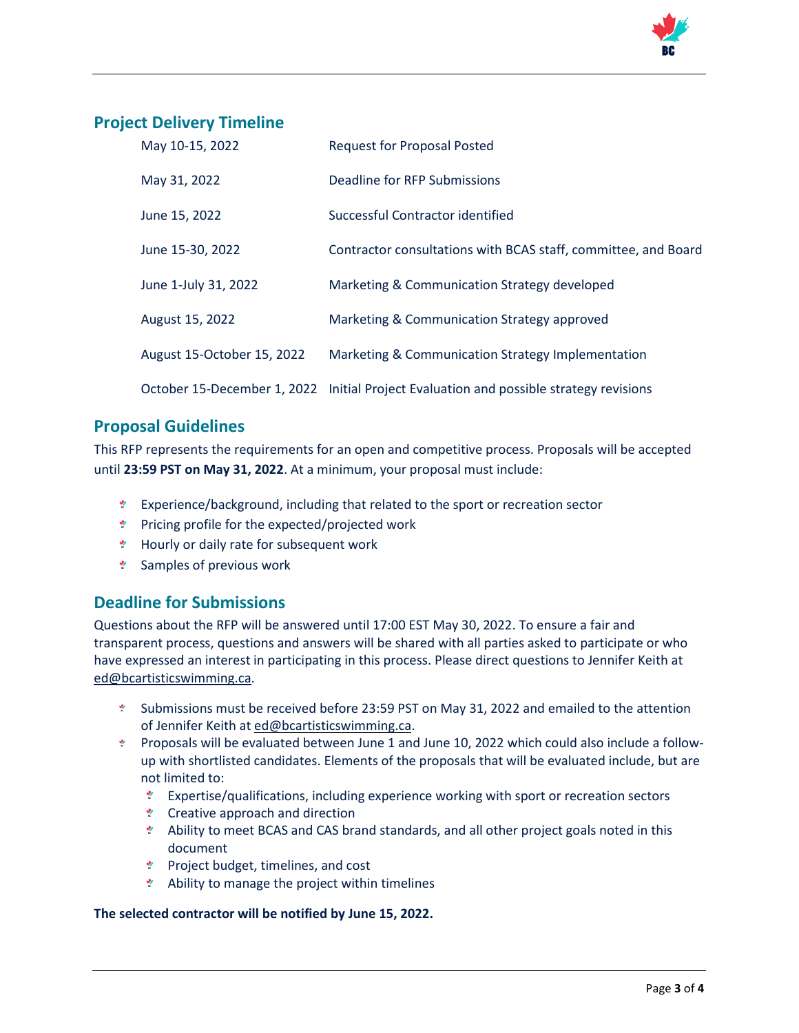## Project Delivery Timeline

| | |
|---|---|
| May 10-15, 2022 | Request for Proposal Posted |
| May 31, 2022 | Deadline for RFP Submissions |
| June 15, 2022 | Successful Contractor identified |
| June 15-30, 2022 | Contractor consultations with BCAS staff, committee, and Board |
| June 1-July 31, 2022 | Marketing & Communication Strategy developed |
| August 15, 2022 | Marketing & Communication Strategy approved |
| August 15-October 15, 2022 | Marketing & Communication Strategy Implementation |
| October 15-December 1, 2022 | Initial Project Evaluation and possible strategy revisions |

## Proposal Guidelines

This RFP represents the requirements for an open and competitive process. Proposals will be accepted until **23:59 PST on May 31, 2022**. At a minimum, your proposal must include:

- Experience/background, including that related to the sport or recreation sector
- Pricing profile for the expected/projected work
- Hourly or daily rate for subsequent work
- Samples of previous work

## Deadline for Submissions

Questions about the RFP will be answered until 17:00 EST May 30, 2022. To ensure a fair and transparent process, questions and answers will be shared with all parties asked to participate or who have expressed an interest in participating in this process. Please direct questions to Jennifer Keith at ed@bcartisticswimming.ca.

- Submissions must be received before 23:59 PST on May 31, 2022 and emailed to the attention of Jennifer Keith at ed@bcartisticswimming.ca.
- Proposals will be evaluated between June 1 and June 10, 2022 which could also include a follow-up with shortlisted candidates. Elements of the proposals that will be evaluated include, but are not limited to:
  - Expertise/qualifications, including experience working with sport or recreation sectors
  - Creative approach and direction
  - Ability to meet BCAS and CAS brand standards, and all other project goals noted in this document
  - Project budget, timelines, and cost
  - Ability to manage the project within timelines

**The selected contractor will be notified by June 15, 2022.**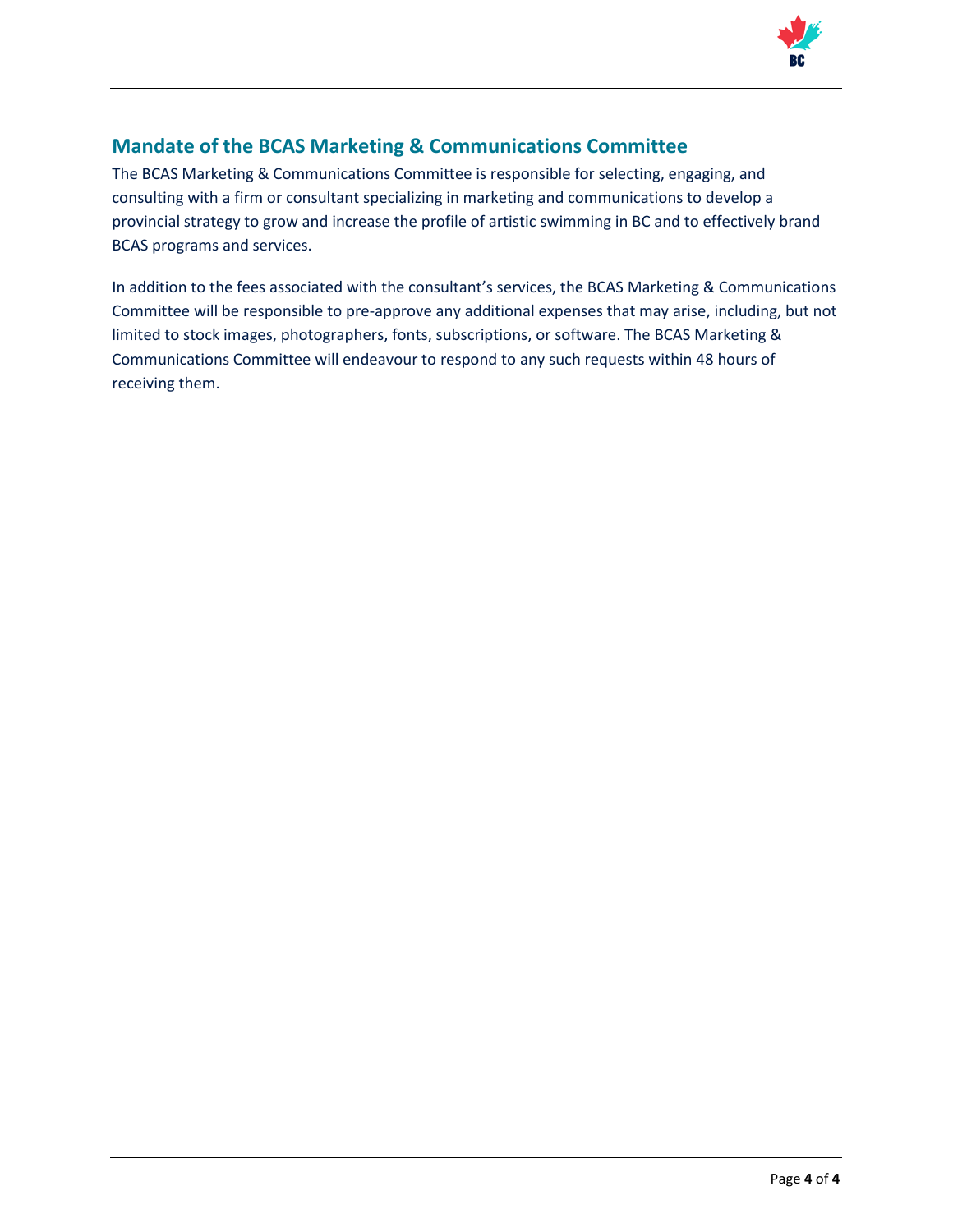## Mandate of the BCAS Marketing & Communications Committee

The BCAS Marketing & Communications Committee is responsible for selecting, engaging, and consulting with a firm or consultant specializing in marketing and communications to develop a provincial strategy to grow and increase the profile of artistic swimming in BC and to effectively brand BCAS programs and services.

In addition to the fees associated with the consultant's services, the BCAS Marketing & Communications Committee will be responsible to pre-approve any additional expenses that may arise, including, but not limited to stock images, photographers, fonts, subscriptions, or software. The BCAS Marketing & Communications Committee will endeavour to respond to any such requests within 48 hours of receiving them.